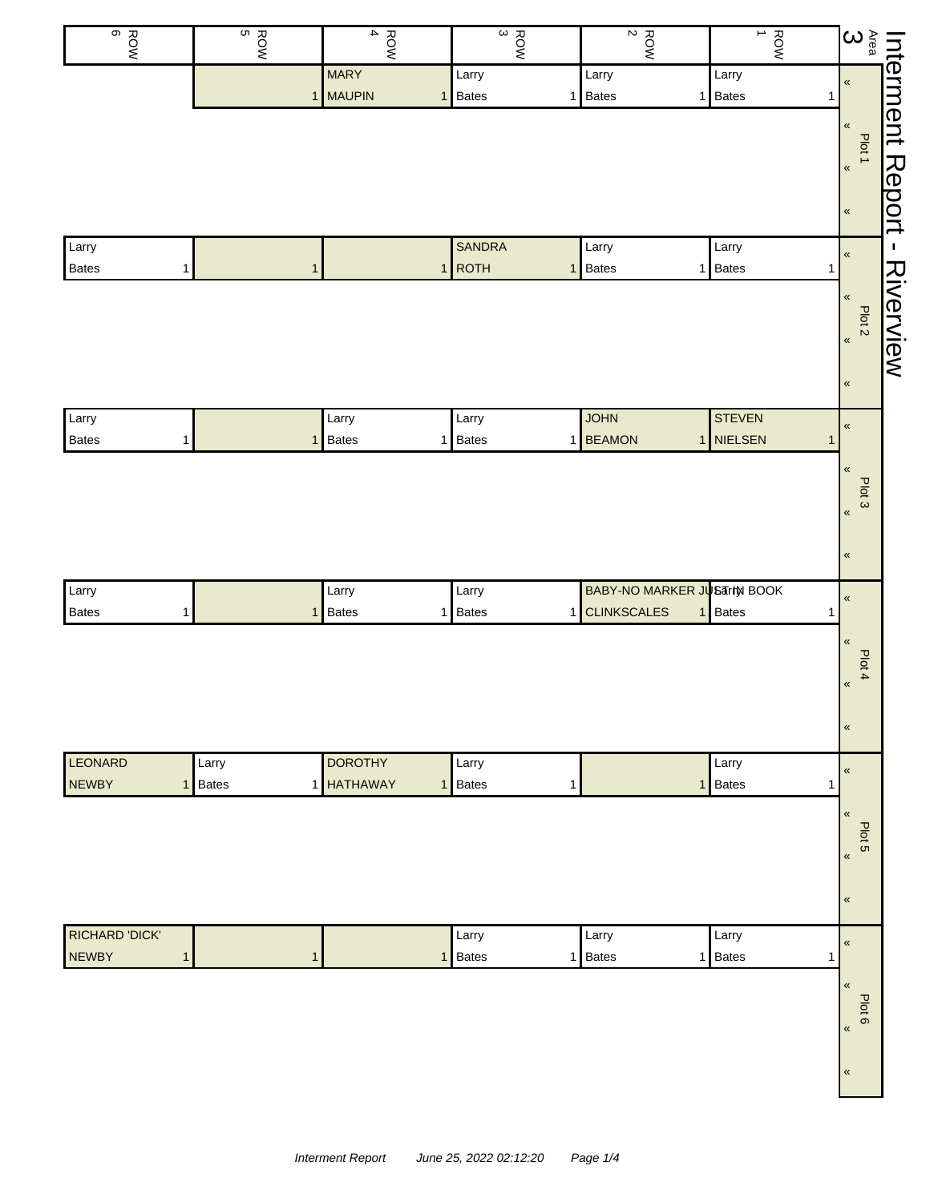# Interment Report - Riverview

| Area 3 | ROW 1 | ROW 2 | ROW 3 | ROW 4 | ROW 5 | ROW 6 |
|---|---|---|---|---|---|---|
| Plot 1 | Larry Bates 1 | Larry Bates 1 | Larry Bates 1 | MARY MAUPIN 1 | 1 | |
| Plot 2 | Larry Bates 1 | Larry Bates 1 | SANDRA ROTH 1 | 1 | 1 | Larry Bates 1 |
| Plot 3 | STEVEN NIELSEN 1 | JOHN BEAMON 1 | Larry Bates 1 | Larry Bates 1 | 1 | Larry Bates 1 |
| Plot 4 | Larry Bates 1 | BABY-NO MARKER JUST IN BOOK CLINKSCALES 1 | Larry Bates 1 | Larry Bates 1 | 1 | Larry Bates 1 |
| Plot 5 | Larry Bates 1 | 1 | Larry Bates 1 | DOROTHY HATHAWAY 1 | Larry Bates 1 | LEONARD NEWBY 1 |
| Plot 6 | Larry Bates 1 | Larry Bates 1 | Larry Bates 1 | 1 | 1 | RICHARD 'DICK' NEWBY 1 |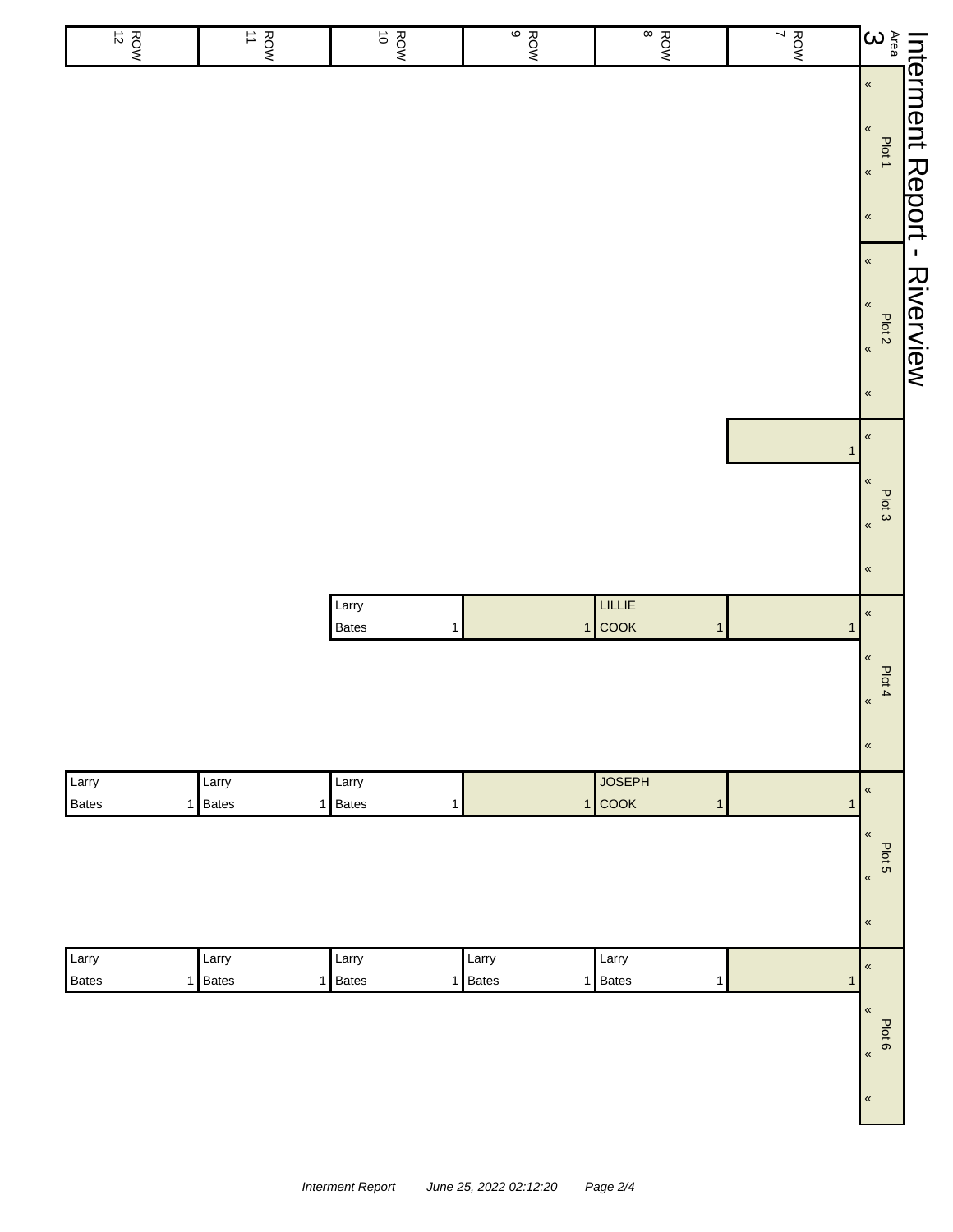# Interment Report - Riverview

Area 3

| Plot | ROW 7 | ROW 8 | ROW 9 | ROW 10 | ROW 11 | ROW 12 |
|---|---|---|---|---|---|---|
| Plot 1 | | | | | | |
| Plot 2 | | | | | | |
| Plot 3 | 1 | | | | | |
| Plot 4 | 1 | LILLIE COOK 1 | 1 | Larry Bates 1 | | |
| Plot 5 | 1 | JOSEPH COOK 1 | 1 | Larry Bates 1 | Larry Bates 1 | Larry Bates 1 |
| Plot 6 | 1 | Larry Bates 1 | Larry Bates 1 | Larry Bates 1 | Larry Bates 1 | Larry Bates 1 |

*Interment Report June 25, 2022 02:12:20*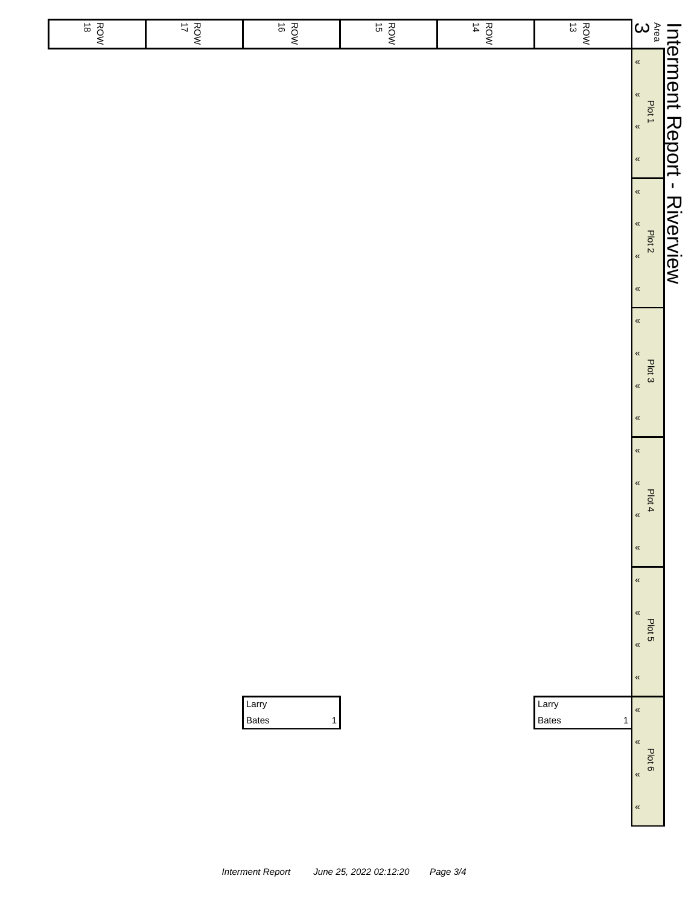# Interment Report - Riverview

| Area 3 | ROW 13 | ROW 14 | ROW 15 | ROW 16 | ROW 17 | ROW 18 |
|---|---|---|---|---|---|---|
| Plot 1 « « « « | | | | | | |
| Plot 2 « « « « | | | | | | |
| Plot 3 « « « « | | | | | | |
| Plot 4 « « « « | | | | | | |
| Plot 5 « « « « | | | | | | |
| Plot 6 « « « « | Larry Bates 1 | | | Larry Bates 1 | | |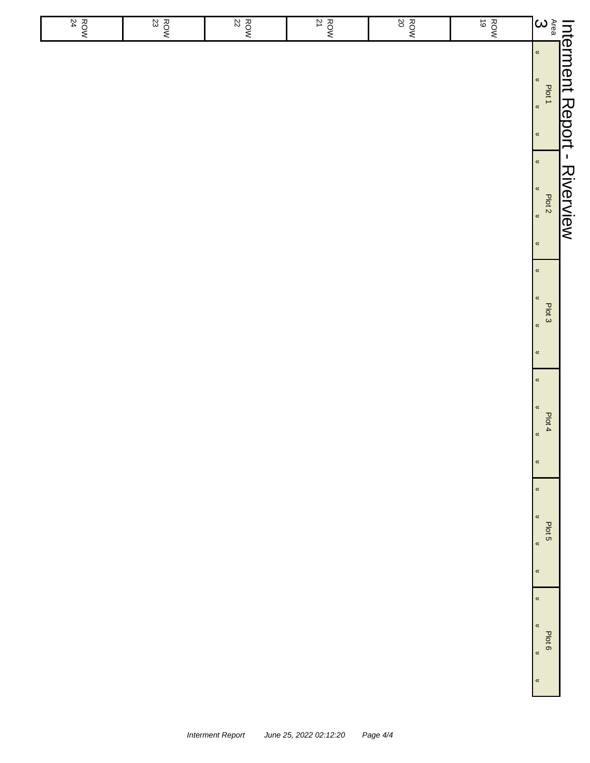# Interment Report - Riverview

| Area 3 | ROW 19 | ROW 20 | ROW 21 | ROW 22 | ROW 23 | ROW 24 |
|---|---|---|---|---|---|---|
| Plot 1 « « « « | | | | | | |
| Plot 2 « « « « | | | | | | |
| Plot 3 « « « « | | | | | | |
| Plot 4 « « « « | | | | | | |
| Plot 5 « « « « | | | | | | |
| Plot 6 « « « « | | | | | | |

*Interment Report June 25, 2022 02:12:20*